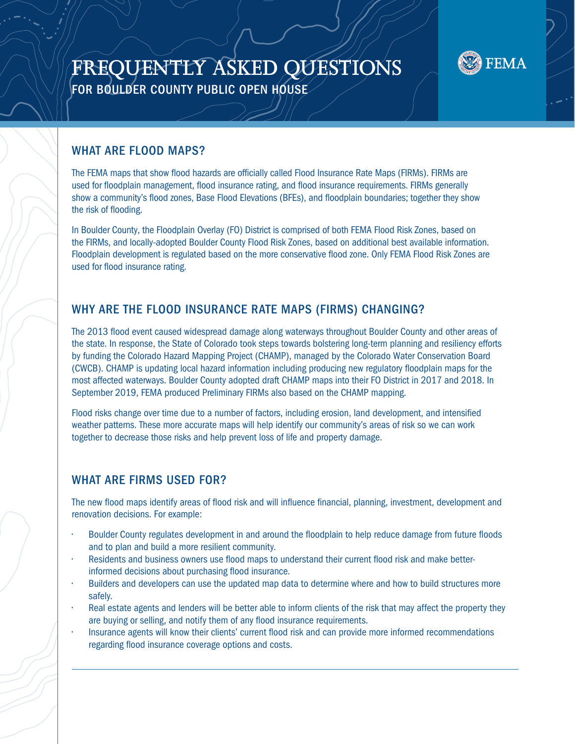# FREQUENTLY ASKED QUESTIONS

FOR BOULDER COUNTY PUBLIC OPEN HOUSE

## WHAT ARE FLOOD MAPS?

The FEMA maps that show flood hazards are officially called Flood Insurance Rate Maps (FIRMs). FIRMs are used for floodplain management, flood insurance rating, and flood insurance requirements. FIRMs generally show a community's flood zones, Base Flood Elevations (BFEs), and floodplain boundaries; together they show the risk of flooding.

In Boulder County, the Floodplain Overlay (FO) District is comprised of both FEMA Flood Risk Zones, based on the FIRMs, and locally-adopted Boulder County Flood Risk Zones, based on additional best available information. Floodplain development is regulated based on the more conservative flood zone. Only FEMA Flood Risk Zones are used for flood insurance rating.

## WHY ARE THE FLOOD INSURANCE RATE MAPS (FIRMS) CHANGING?

The 2013 flood event caused widespread damage along waterways throughout Boulder County and other areas of the state. In response, the State of Colorado took steps towards bolstering long-term planning and resiliency efforts by funding the Colorado Hazard Mapping Project (CHAMP), managed by the Colorado Water Conservation Board (CWCB). CHAMP is updating local hazard information including producing new regulatory floodplain maps for the most affected waterways. Boulder County adopted draft CHAMP maps into their FO District in 2017 and 2018. In September 2019, FEMA produced Preliminary FIRMs also based on the CHAMP mapping.

Flood risks change over time due to a number of factors, including erosion, land development, and intensified weather patterns. These more accurate maps will help identify our community's areas of risk so we can work together to decrease those risks and help prevent loss of life and property damage.

## WHAT ARE FIRMS USED FOR?

The new flood maps identify areas of flood risk and will influence financial, planning, investment, development and renovation decisions. For example:

- Boulder County regulates development in and around the floodplain to help reduce damage from future floods and to plan and build a more resilient community.
- Residents and business owners use flood maps to understand their current flood risk and make better-informed decisions about purchasing flood insurance.
- Builders and developers can use the updated map data to determine where and how to build structures more safely.
- Real estate agents and lenders will be better able to inform clients of the risk that may affect the property they are buying or selling, and notify them of any flood insurance requirements.
- Insurance agents will know their clients' current flood risk and can provide more informed recommendations regarding flood insurance coverage options and costs.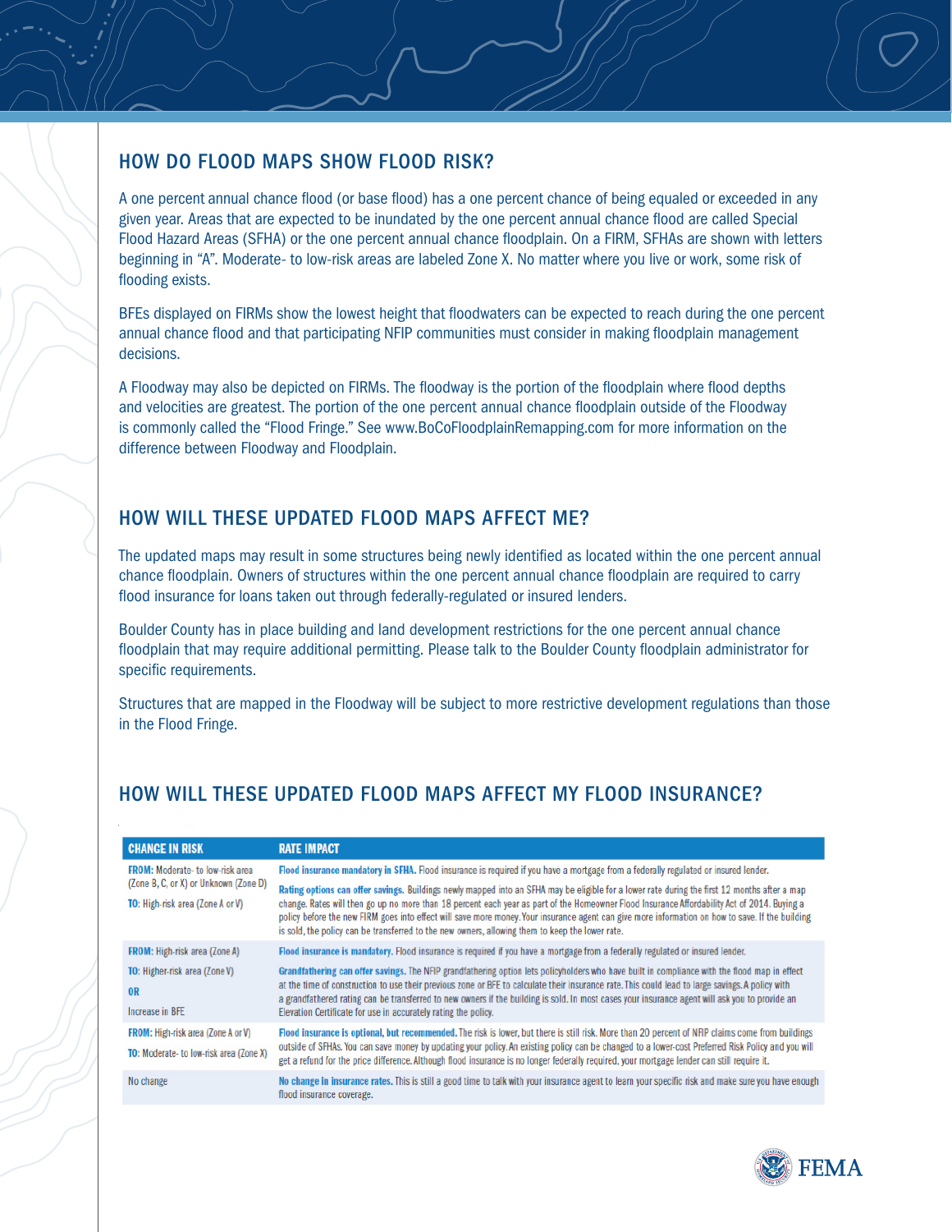## HOW DO FLOOD MAPS SHOW FLOOD RISK?

A one percent annual chance flood (or base flood) has a one percent chance of being equaled or exceeded in any given year. Areas that are expected to be inundated by the one percent annual chance flood are called Special Flood Hazard Areas (SFHA) or the one percent annual chance floodplain. On a FIRM, SFHAs are shown with letters beginning in "A". Moderate- to low-risk areas are labeled Zone X. No matter where you live or work, some risk of flooding exists.

BFEs displayed on FIRMs show the lowest height that floodwaters can be expected to reach during the one percent annual chance flood and that participating NFIP communities must consider in making floodplain management decisions.

A Floodway may also be depicted on FIRMs. The floodway is the portion of the floodplain where flood depths and velocities are greatest. The portion of the one percent annual chance floodplain outside of the Floodway is commonly called the "Flood Fringe." See www.BoCoFloodplainRemapping.com for more information on the difference between Floodway and Floodplain.

## HOW WILL THESE UPDATED FLOOD MAPS AFFECT ME?

The updated maps may result in some structures being newly identified as located within the one percent annual chance floodplain. Owners of structures within the one percent annual chance floodplain are required to carry flood insurance for loans taken out through federally-regulated or insured lenders.

Boulder County has in place building and land development restrictions for the one percent annual chance floodplain that may require additional permitting. Please talk to the Boulder County floodplain administrator for specific requirements.

Structures that are mapped in the Floodway will be subject to more restrictive development regulations than those in the Flood Fringe.

## HOW WILL THESE UPDATED FLOOD MAPS AFFECT MY FLOOD INSURANCE?

| CHANGE IN RISK | RATE IMPACT |
|---|---|
| **FROM:** Moderate- to low-risk area (Zone B, C, or X) or Unknown (Zone D)<br>**TO:** High-risk area (Zone A or V) | **Flood insurance mandatory in SFHA.** Flood insurance is required if you have a mortgage from a federally regulated or insured lender.<br>**Rating options can offer savings.** Buildings newly mapped into an SFHA may be eligible for a lower rate during the first 12 months after a map change. Rates will then go up no more than 18 percent each year as part of the Homeowner Flood Insurance Affordability Act of 2014. Buying a policy before the new FIRM goes into effect will save more money. Your insurance agent can give more information on how to save. If the building is sold, the policy can be transferred to the new owners, allowing them to keep the lower rate. |
| **FROM:** High-risk area (Zone A)<br>**TO:** Higher-risk area (Zone V)<br>**OR**<br>Increase in BFE | **Flood insurance is mandatory.** Flood insurance is required if you have a mortgage from a federally regulated or insured lender.<br>**Grandfathering can offer savings.** The NFIP grandfathering option lets policyholders who have built in compliance with the flood map in effect at the time of construction to use their previous zone or BFE to calculate their insurance rate. This could lead to large savings. A policy with a grandfathered rating can be transferred to new owners if the building is sold. In most cases your insurance agent will ask you to provide an Elevation Certificate for use in accurately rating the policy. |
| **FROM:** High-risk area (Zone A or V)<br>**TO:** Moderate- to low-risk area (Zone X) | **Flood insurance is optional, but recommended.** The risk is lower, but there is still risk. More than 20 percent of NFIP claims come from buildings outside of SFHAs. You can save money by updating your policy. An existing policy can be changed to a lower-cost Preferred Risk Policy and you will get a refund for the price difference. Although flood insurance is no longer federally required, your mortgage lender can still require it. |
| No change | **No change in insurance rates.** This is still a good time to talk with your insurance agent to learn your specific risk and make sure you have enough flood insurance coverage. |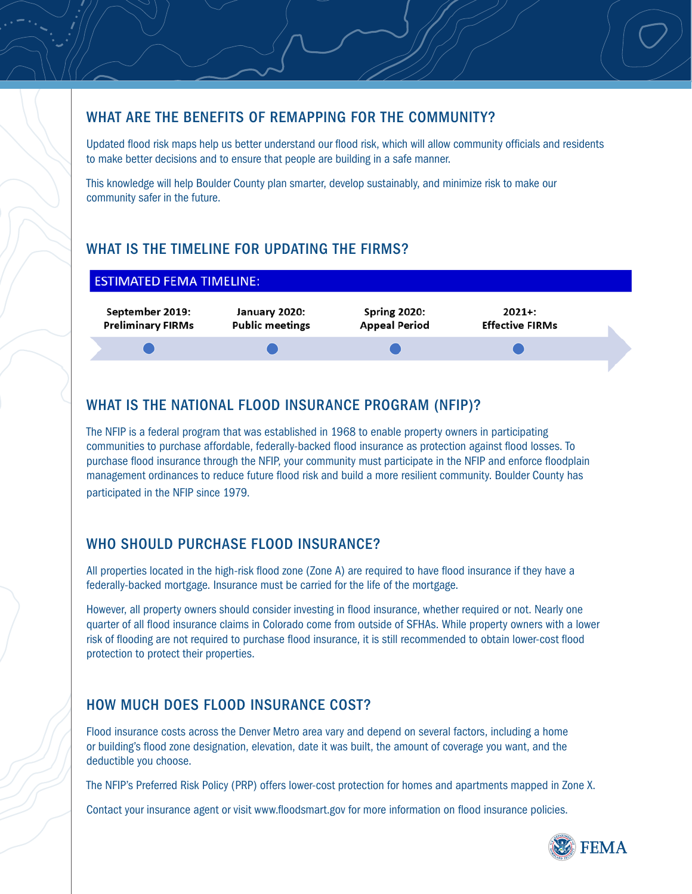## WHAT ARE THE BENEFITS OF REMAPPING FOR THE COMMUNITY?

Updated flood risk maps help us better understand our flood risk, which will allow community officials and residents to make better decisions and to ensure that people are building in a safe manner.

This knowledge will help Boulder County plan smarter, develop sustainably, and minimize risk to make our community safer in the future.

## WHAT IS THE TIMELINE FOR UPDATING THE FIRMS?

ESTIMATED FEMA TIMELINE:

| September 2019: | January 2020: | Spring 2020: | 2021+: |
|---|---|---|---|
| Preliminary FIRMs | Public meetings | Appeal Period | Effective FIRMs |

## WHAT IS THE NATIONAL FLOOD INSURANCE PROGRAM (NFIP)?

The NFIP is a federal program that was established in 1968 to enable property owners in participating communities to purchase affordable, federally-backed flood insurance as protection against flood losses. To purchase flood insurance through the NFIP, your community must participate in the NFIP and enforce floodplain management ordinances to reduce future flood risk and build a more resilient community. Boulder County has participated in the NFIP since 1979.

## WHO SHOULD PURCHASE FLOOD INSURANCE?

All properties located in the high-risk flood zone (Zone A) are required to have flood insurance if they have a federally-backed mortgage. Insurance must be carried for the life of the mortgage.

However, all property owners should consider investing in flood insurance, whether required or not. Nearly one quarter of all flood insurance claims in Colorado come from outside of SFHAs. While property owners with a lower risk of flooding are not required to purchase flood insurance, it is still recommended to obtain lower-cost flood protection to protect their properties.

## HOW MUCH DOES FLOOD INSURANCE COST?

Flood insurance costs across the Denver Metro area vary and depend on several factors, including a home or building's flood zone designation, elevation, date it was built, the amount of coverage you want, and the deductible you choose.

The NFIP's Preferred Risk Policy (PRP) offers lower-cost protection for homes and apartments mapped in Zone X.

Contact your insurance agent or visit www.floodsmart.gov for more information on flood insurance policies.

FEMA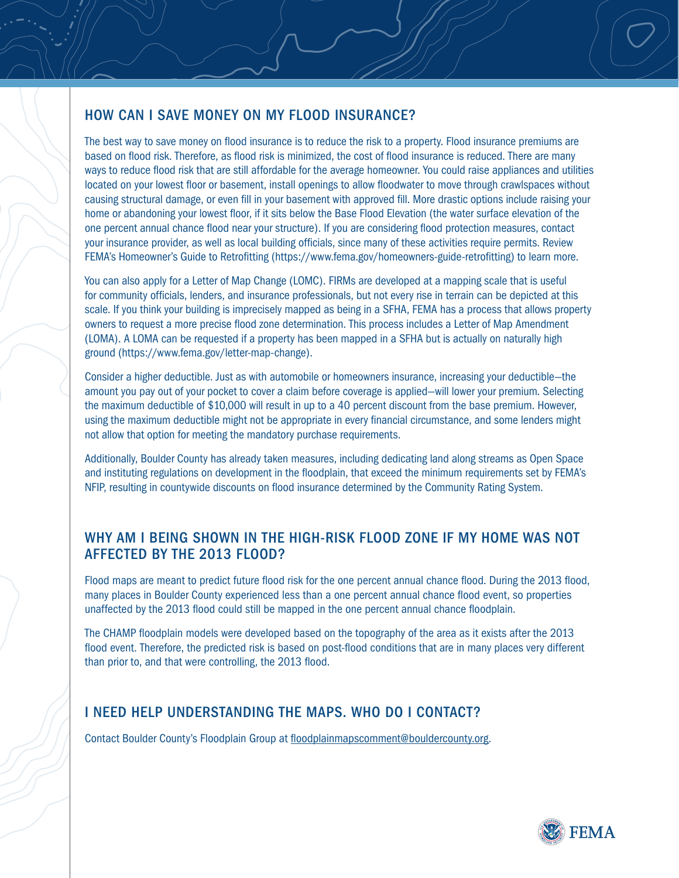## HOW CAN I SAVE MONEY ON MY FLOOD INSURANCE?

The best way to save money on flood insurance is to reduce the risk to a property. Flood insurance premiums are based on flood risk. Therefore, as flood risk is minimized, the cost of flood insurance is reduced. There are many ways to reduce flood risk that are still affordable for the average homeowner. You could raise appliances and utilities located on your lowest floor or basement, install openings to allow floodwater to move through crawlspaces without causing structural damage, or even fill in your basement with approved fill. More drastic options include raising your home or abandoning your lowest floor, if it sits below the Base Flood Elevation (the water surface elevation of the one percent annual chance flood near your structure). If you are considering flood protection measures, contact your insurance provider, as well as local building officials, since many of these activities require permits. Review FEMA's Homeowner's Guide to Retrofitting (https://www.fema.gov/homeowners-guide-retrofitting) to learn more.

You can also apply for a Letter of Map Change (LOMC). FIRMs are developed at a mapping scale that is useful for community officials, lenders, and insurance professionals, but not every rise in terrain can be depicted at this scale. If you think your building is imprecisely mapped as being in a SFHA, FEMA has a process that allows property owners to request a more precise flood zone determination. This process includes a Letter of Map Amendment (LOMA). A LOMA can be requested if a property has been mapped in a SFHA but is actually on naturally high ground (https://www.fema.gov/letter-map-change).

Consider a higher deductible. Just as with automobile or homeowners insurance, increasing your deductible—the amount you pay out of your pocket to cover a claim before coverage is applied—will lower your premium. Selecting the maximum deductible of $10,000 will result in up to a 40 percent discount from the base premium. However, using the maximum deductible might not be appropriate in every financial circumstance, and some lenders might not allow that option for meeting the mandatory purchase requirements.

Additionally, Boulder County has already taken measures, including dedicating land along streams as Open Space and instituting regulations on development in the floodplain, that exceed the minimum requirements set by FEMA's NFIP, resulting in countywide discounts on flood insurance determined by the Community Rating System.

## WHY AM I BEING SHOWN IN THE HIGH-RISK FLOOD ZONE IF MY HOME WAS NOT AFFECTED BY THE 2013 FLOOD?

Flood maps are meant to predict future flood risk for the one percent annual chance flood. During the 2013 flood, many places in Boulder County experienced less than a one percent annual chance flood event, so properties unaffected by the 2013 flood could still be mapped in the one percent annual chance floodplain.

The CHAMP floodplain models were developed based on the topography of the area as it exists after the 2013 flood event. Therefore, the predicted risk is based on post-flood conditions that are in many places very different than prior to, and that were controlling, the 2013 flood.

## I NEED HELP UNDERSTANDING THE MAPS. WHO DO I CONTACT?

Contact Boulder County's Floodplain Group at floodplainmapscomment@bouldercounty.org.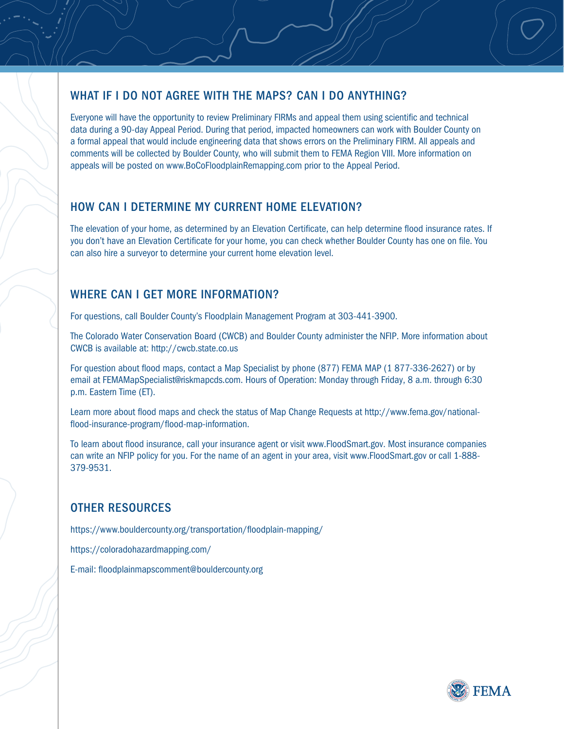## WHAT IF I DO NOT AGREE WITH THE MAPS? CAN I DO ANYTHING?

Everyone will have the opportunity to review Preliminary FIRMs and appeal them using scientific and technical data during a 90-day Appeal Period. During that period, impacted homeowners can work with Boulder County on a formal appeal that would include engineering data that shows errors on the Preliminary FIRM. All appeals and comments will be collected by Boulder County, who will submit them to FEMA Region VIII. More information on appeals will be posted on www.BoCoFloodplainRemapping.com prior to the Appeal Period.

## HOW CAN I DETERMINE MY CURRENT HOME ELEVATION?

The elevation of your home, as determined by an Elevation Certificate, can help determine flood insurance rates. If you don't have an Elevation Certificate for your home, you can check whether Boulder County has one on file. You can also hire a surveyor to determine your current home elevation level.

## WHERE CAN I GET MORE INFORMATION?

For questions, call Boulder County's Floodplain Management Program at 303-441-3900.

The Colorado Water Conservation Board (CWCB) and Boulder County administer the NFIP. More information about CWCB is available at: http://cwcb.state.co.us

For question about flood maps, contact a Map Specialist by phone (877) FEMA MAP (1 877-336-2627) or by email at FEMAMapSpecialist@riskmapcds.com. Hours of Operation: Monday through Friday, 8 a.m. through 6:30 p.m. Eastern Time (ET).

Learn more about flood maps and check the status of Map Change Requests at http://www.fema.gov/national-flood-insurance-program/flood-map-information.

To learn about flood insurance, call your insurance agent or visit www.FloodSmart.gov. Most insurance companies can write an NFIP policy for you. For the name of an agent in your area, visit www.FloodSmart.gov or call 1-888-379-9531.

## OTHER RESOURCES

https://www.bouldercounty.org/transportation/floodplain-mapping/

https://coloradohazardmapping.com/

E-mail: floodplainmapscomment@bouldercounty.org

FEMA